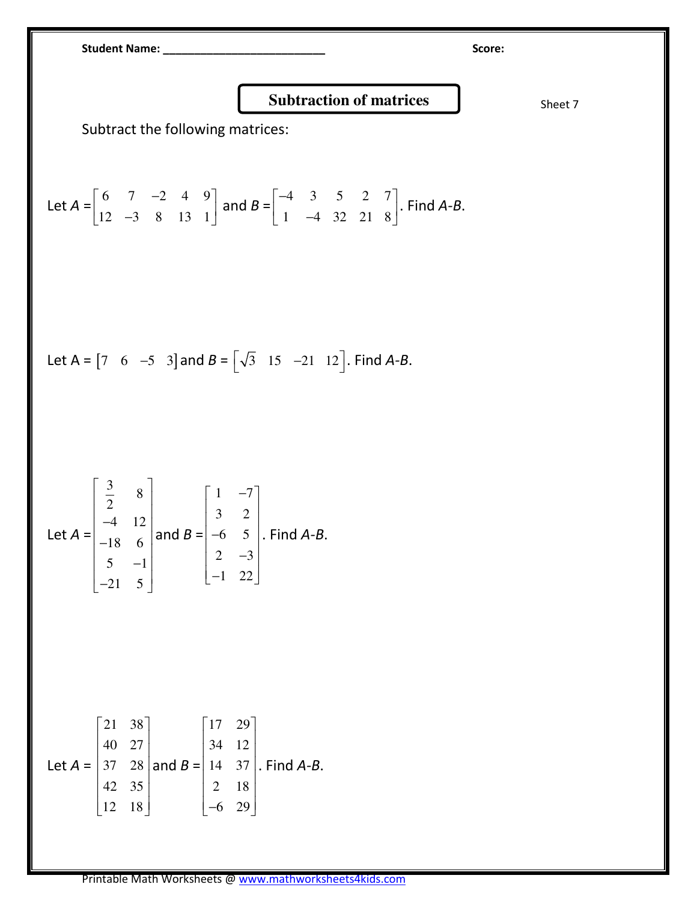Student Name: ___________________________ Score:

# Subtraction of matrices

Sheet 7

Subtract the following matrices:

Let $A = \begin{bmatrix} 6 & 7 & -2 & 4 & 9 \\ 12 & -3 & 8 & 13 & 1 \end{bmatrix}$ and $B = \begin{bmatrix} -4 & 3 & 5 & 2 & 7 \\ 1 & -4 & 32 & 21 & 8 \end{bmatrix}$. Find *A*-*B*.

Let A = $\begin{bmatrix} 7 & 6 & -5 & 3 \end{bmatrix}$ and $B = \begin{bmatrix} \sqrt{3} & 15 & -21 & 12 \end{bmatrix}$. Find *A*-*B*.

Let $A = \begin{bmatrix} \frac{3}{2} & 8 \\ -4 & 12 \\ -18 & 6 \\ 5 & -1 \\ -21 & 5 \end{bmatrix}$ and $B = \begin{bmatrix} 1 & -7 \\ 3 & 2 \\ -6 & 5 \\ 2 & -3 \\ -1 & 22 \end{bmatrix}$. Find *A*-*B*.

Let $A = \begin{bmatrix} 21 & 38 \\ 40 & 27 \\ 37 & 28 \\ 42 & 35 \\ 12 & 18 \end{bmatrix}$ and $B = \begin{bmatrix} 17 & 29 \\ 34 & 12 \\ 14 & 37 \\ 2 & 18 \\ -6 & 29 \end{bmatrix}$. Find *A*-*B*.

Printable Math Worksheets @ www.mathworksheets4kids.com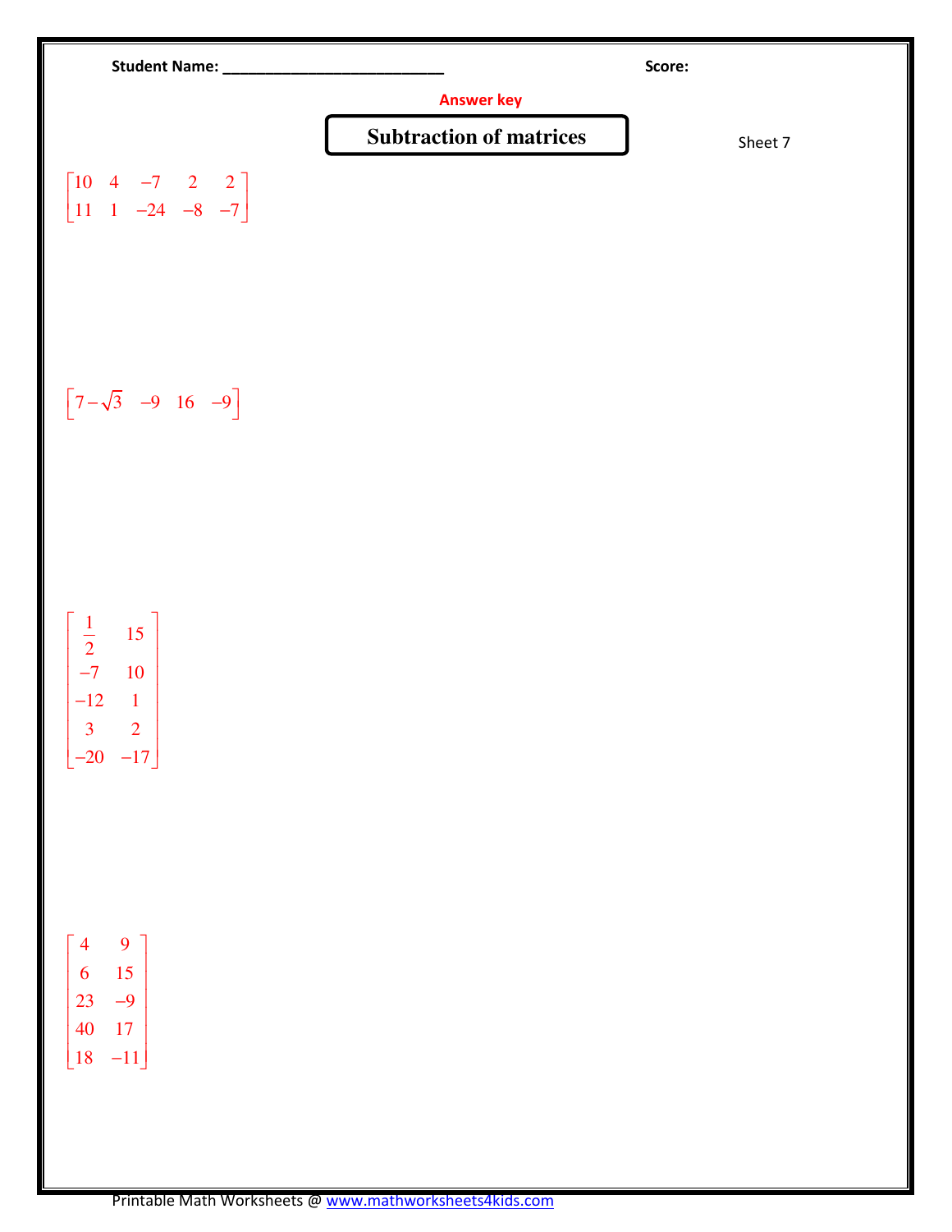Student Name: ___________________________ Score:

Answer key

# Subtraction of matrices

Sheet 7

$$\begin{bmatrix} 10 & 4 & -7 & 2 & 2 \\ 11 & 1 & -24 & -8 & -7 \end{bmatrix}$$

$$\begin{bmatrix} 7-\sqrt{3} & -9 & 16 & -9 \end{bmatrix}$$

$$\begin{bmatrix} \frac{1}{2} & 15 \\ -7 & 10 \\ -12 & 1 \\ 3 & 2 \\ -20 & -17 \end{bmatrix}$$

$$\begin{bmatrix} 4 & 9 \\ 6 & 15 \\ 23 & -9 \\ 40 & 17 \\ 18 & -11 \end{bmatrix}$$

Printable Math Worksheets @ www.mathworksheets4kids.com